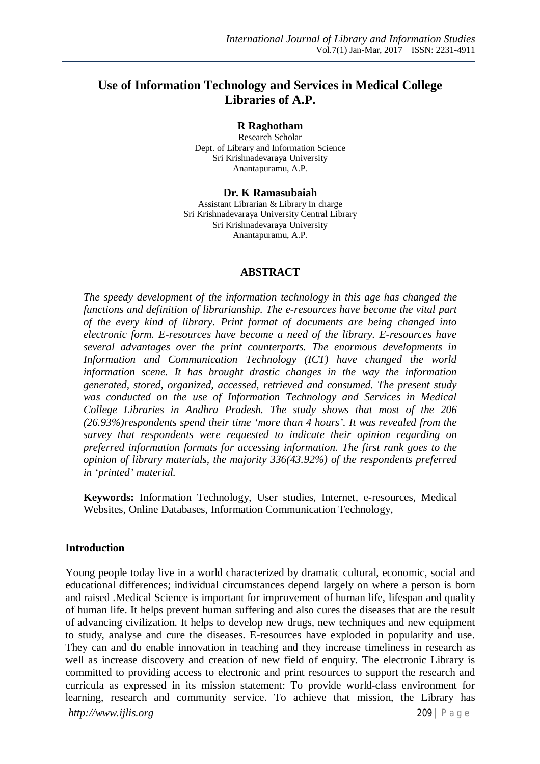# Use of Information Technology and Services in Medical College Libraries of A.P.

**R Raghotham**
Research Scholar
Dept. of Library and Information Science
Sri Krishnadevaraya University
Anantapuramu, A.P.

**Dr. K Ramasubaiah**
Assistant Librarian & Library In charge
Sri Krishnadevaraya University Central Library
Sri Krishnadevaraya University
Anantapuramu, A.P.

## ABSTRACT

*The speedy development of the information technology in this age has changed the functions and definition of librarianship. The e-resources have become the vital part of the every kind of library. Print format of documents are being changed into electronic form. E-resources have become a need of the library. E-resources have several advantages over the print counterparts. The enormous developments in Information and Communication Technology (ICT) have changed the world information scene. It has brought drastic changes in the way the information generated, stored, organized, accessed, retrieved and consumed. The present study was conducted on the use of Information Technology and Services in Medical College Libraries in Andhra Pradesh. The study shows that most of the 206 (26.93%)respondents spend their time 'more than 4 hours'. It was revealed from the survey that respondents were requested to indicate their opinion regarding on preferred information formats for accessing information. The first rank goes to the opinion of library materials, the majority 336(43.92%) of the respondents preferred in 'printed' material.*

**Keywords:** Information Technology, User studies, Internet, e-resources, Medical Websites, Online Databases, Information Communication Technology,

## Introduction

Young people today live in a world characterized by dramatic cultural, economic, social and educational differences; individual circumstances depend largely on where a person is born and raised .Medical Science is important for improvement of human life, lifespan and quality of human life. It helps prevent human suffering and also cures the diseases that are the result of advancing civilization. It helps to develop new drugs, new techniques and new equipment to study, analyse and cure the diseases. E-resources have exploded in popularity and use. They can and do enable innovation in teaching and they increase timeliness in research as well as increase discovery and creation of new field of enquiry. The electronic Library is committed to providing access to electronic and print resources to support the research and curricula as expressed in its mission statement: To provide world-class environment for learning, research and community service. To achieve that mission, the Library has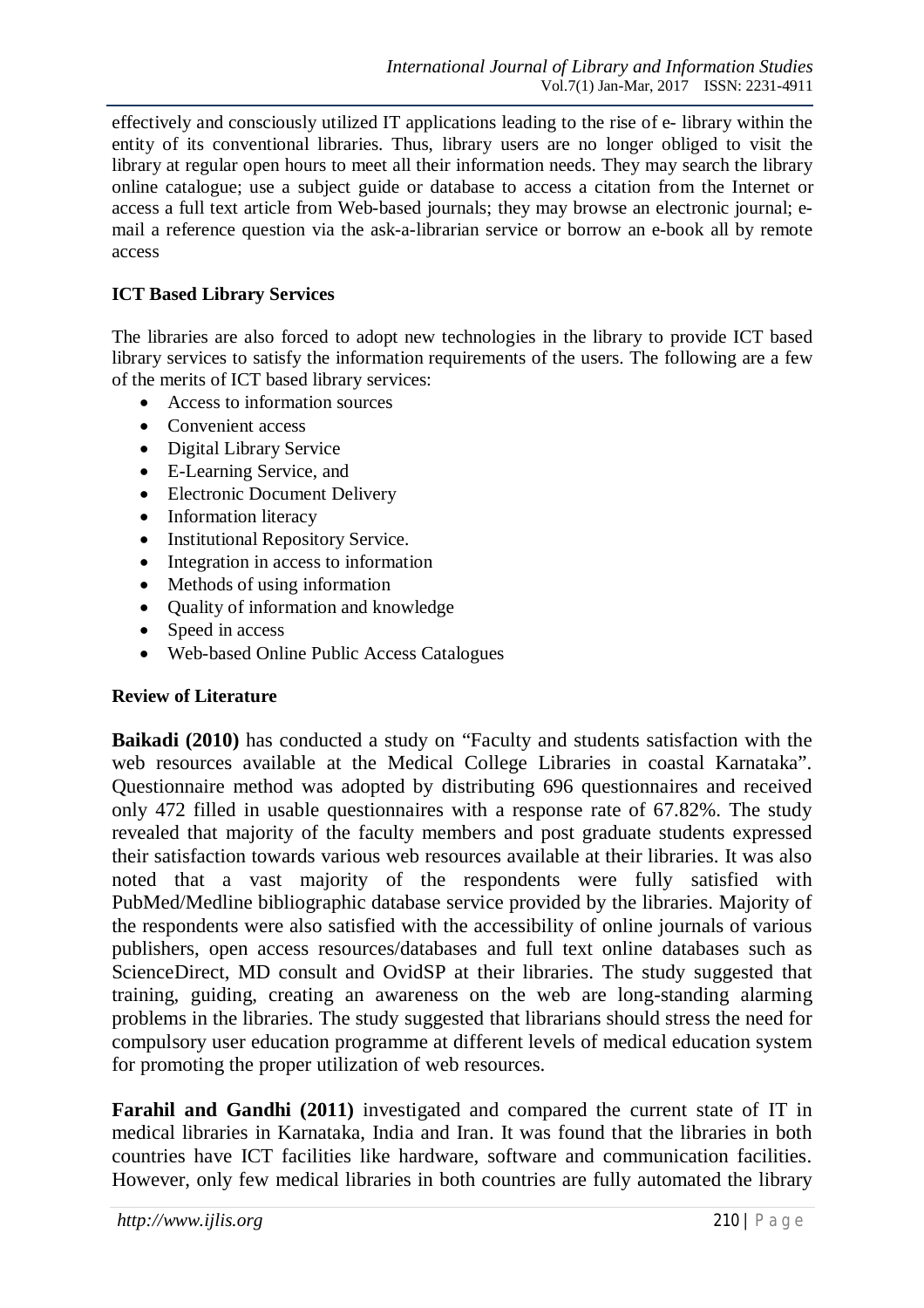effectively and consciously utilized IT applications leading to the rise of e- library within the entity of its conventional libraries. Thus, library users are no longer obliged to visit the library at regular open hours to meet all their information needs. They may search the library online catalogue; use a subject guide or database to access a citation from the Internet or access a full text article from Web-based journals; they may browse an electronic journal; e-mail a reference question via the ask-a-librarian service or borrow an e-book all by remote access

**ICT Based Library Services**

The libraries are also forced to adopt new technologies in the library to provide ICT based library services to satisfy the information requirements of the users. The following are a few of the merits of ICT based library services:

- Access to information sources
- Convenient access
- Digital Library Service
- E-Learning Service, and
- Electronic Document Delivery
- Information literacy
- Institutional Repository Service.
- Integration in access to information
- Methods of using information
- Quality of information and knowledge
- Speed in access
- Web-based Online Public Access Catalogues

**Review of Literature**

**Baikadi (2010)** has conducted a study on "Faculty and students satisfaction with the web resources available at the Medical College Libraries in coastal Karnataka". Questionnaire method was adopted by distributing 696 questionnaires and received only 472 filled in usable questionnaires with a response rate of 67.82%. The study revealed that majority of the faculty members and post graduate students expressed their satisfaction towards various web resources available at their libraries. It was also noted that a vast majority of the respondents were fully satisfied with PubMed/Medline bibliographic database service provided by the libraries. Majority of the respondents were also satisfied with the accessibility of online journals of various publishers, open access resources/databases and full text online databases such as ScienceDirect, MD consult and OvidSP at their libraries. The study suggested that training, guiding, creating an awareness on the web are long-standing alarming problems in the libraries. The study suggested that librarians should stress the need for compulsory user education programme at different levels of medical education system for promoting the proper utilization of web resources.

**Farahil and Gandhi (2011)** investigated and compared the current state of IT in medical libraries in Karnataka, India and Iran. It was found that the libraries in both countries have ICT facilities like hardware, software and communication facilities. However, only few medical libraries in both countries are fully automated the library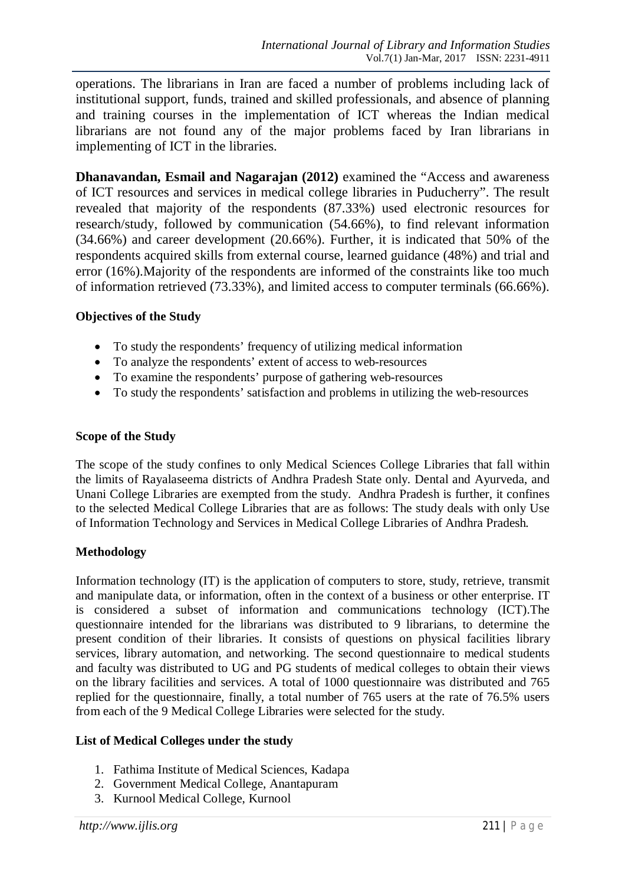operations. The librarians in Iran are faced a number of problems including lack of institutional support, funds, trained and skilled professionals, and absence of planning and training courses in the implementation of ICT whereas the Indian medical librarians are not found any of the major problems faced by Iran librarians in implementing of ICT in the libraries.

**Dhanavandan, Esmail and Nagarajan (2012)** examined the "Access and awareness of ICT resources and services in medical college libraries in Puducherry". The result revealed that majority of the respondents (87.33%) used electronic resources for research/study, followed by communication (54.66%), to find relevant information (34.66%) and career development (20.66%). Further, it is indicated that 50% of the respondents acquired skills from external course, learned guidance (48%) and trial and error (16%).Majority of the respondents are informed of the constraints like too much of information retrieved (73.33%), and limited access to computer terminals (66.66%).

**Objectives of the Study**

- To study the respondents' frequency of utilizing medical information
- To analyze the respondents' extent of access to web-resources
- To examine the respondents' purpose of gathering web-resources
- To study the respondents' satisfaction and problems in utilizing the web-resources

**Scope of the Study**

The scope of the study confines to only Medical Sciences College Libraries that fall within the limits of Rayalaseema districts of Andhra Pradesh State only. Dental and Ayurveda, and Unani College Libraries are exempted from the study. Andhra Pradesh is further, it confines to the selected Medical College Libraries that are as follows: The study deals with only Use of Information Technology and Services in Medical College Libraries of Andhra Pradesh.

**Methodology**

Information technology (IT) is the application of computers to store, study, retrieve, transmit and manipulate data, or information, often in the context of a business or other enterprise. IT is considered a subset of information and communications technology (ICT).The questionnaire intended for the librarians was distributed to 9 librarians, to determine the present condition of their libraries. It consists of questions on physical facilities library services, library automation, and networking. The second questionnaire to medical students and faculty was distributed to UG and PG students of medical colleges to obtain their views on the library facilities and services. A total of 1000 questionnaire was distributed and 765 replied for the questionnaire, finally, a total number of 765 users at the rate of 76.5% users from each of the 9 Medical College Libraries were selected for the study.

**List of Medical Colleges under the study**

1. Fathima Institute of Medical Sciences, Kadapa
2. Government Medical College, Anantapuram
3. Kurnool Medical College, Kurnool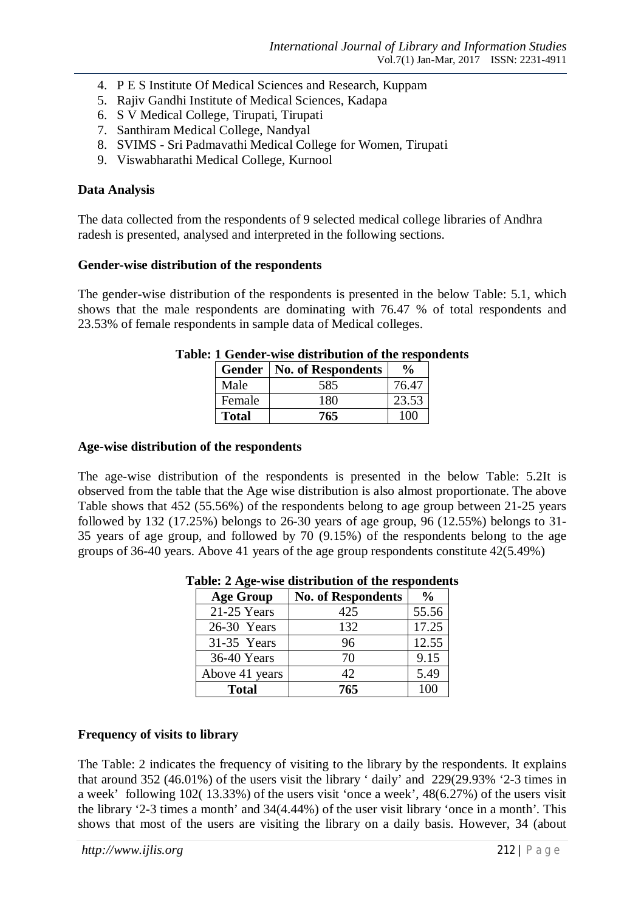4. P E S Institute Of Medical Sciences and Research, Kuppam
5. Rajiv Gandhi Institute of Medical Sciences, Kadapa
6. S V Medical College, Tirupati, Tirupati
7. Santhiram Medical College, Nandyal
8. SVIMS - Sri Padmavathi Medical College for Women, Tirupati
9. Viswabharathi Medical College, Kurnool

**Data Analysis**

The data collected from the respondents of 9 selected medical college libraries of Andhra radesh is presented, analysed and interpreted in the following sections.

**Gender-wise distribution of the respondents**

The gender-wise distribution of the respondents is presented in the below Table: 5.1, which shows that the male respondents are dominating with 76.47 % of total respondents and 23.53% of female respondents in sample data of Medical colleges.

**Table: 1 Gender-wise distribution of the respondents**

| Gender | No. of Respondents | % |
|---|---|---|
| Male | 585 | 76.47 |
| Female | 180 | 23.53 |
| **Total** | **765** | 100 |

**Age-wise distribution of the respondents**

The age-wise distribution of the respondents is presented in the below Table: 5.2It is observed from the table that the Age wise distribution is also almost proportionate. The above Table shows that 452 (55.56%) of the respondents belong to age group between 21-25 years followed by 132 (17.25%) belongs to 26-30 years of age group, 96 (12.55%) belongs to 31-35 years of age group, and followed by 70 (9.15%) of the respondents belong to the age groups of 36-40 years. Above 41 years of the age group respondents constitute 42(5.49%)

**Table: 2 Age-wise distribution of the respondents**

| Age Group | No. of Respondents | % |
|---|---|---|
| 21-25 Years | 425 | 55.56 |
| 26-30 Years | 132 | 17.25 |
| 31-35 Years | 96 | 12.55 |
| 36-40 Years | 70 | 9.15 |
| Above 41 years | 42 | 5.49 |
| **Total** | **765** | 100 |

**Frequency of visits to library**

The Table: 2 indicates the frequency of visiting to the library by the respondents. It explains that around 352 (46.01%) of the users visit the library ' daily' and 229(29.93% '2-3 times in a week' following 102( 13.33%) of the users visit 'once a week', 48(6.27%) of the users visit the library '2-3 times a month' and 34(4.44%) of the user visit library 'once in a month'. This shows that most of the users are visiting the library on a daily basis. However, 34 (about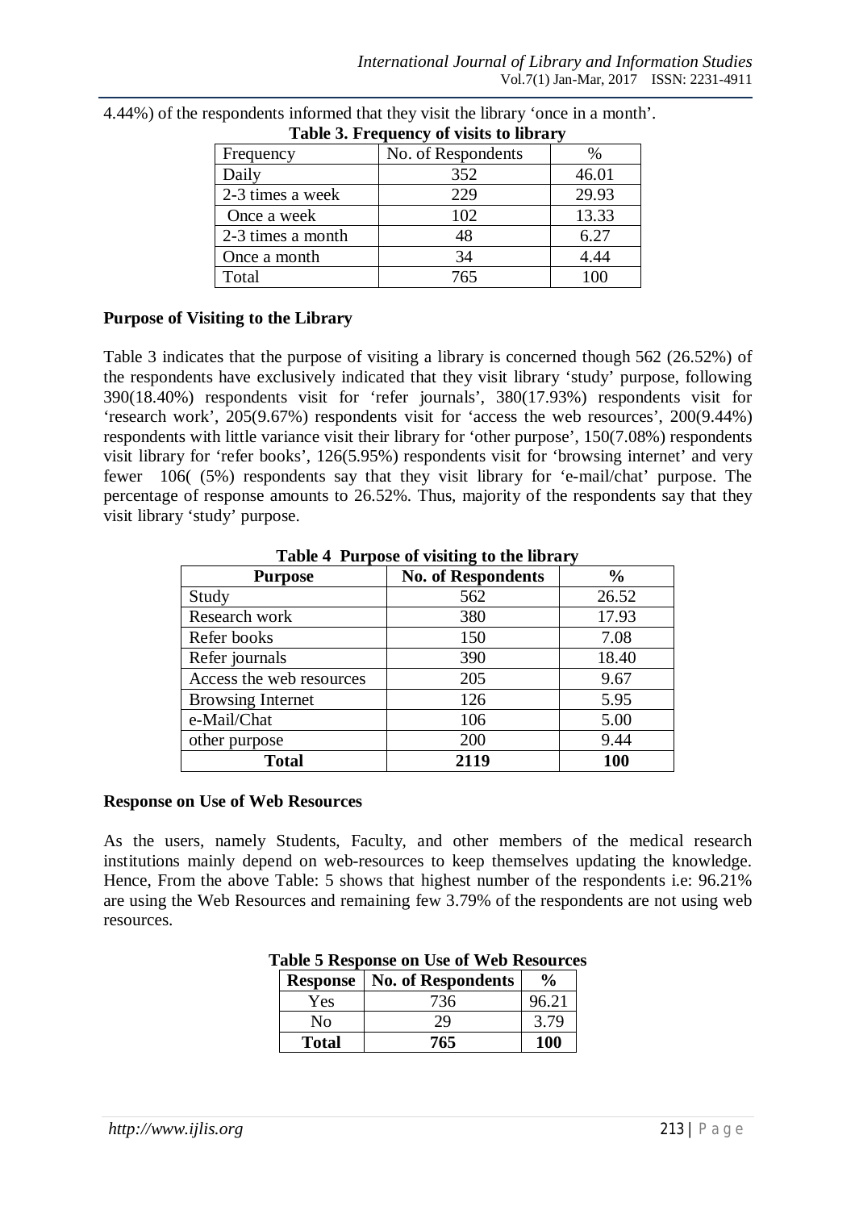4.44%) of the respondents informed that they visit the library 'once in a month'.

**Table 3. Frequency of visits to library**

| Frequency | No. of Respondents | % |
|---|---|---|
| Daily | 352 | 46.01 |
| 2-3 times a week | 229 | 29.93 |
| Once a week | 102 | 13.33 |
| 2-3 times a month | 48 | 6.27 |
| Once a month | 34 | 4.44 |
| Total | 765 | 100 |

**Purpose of Visiting to the Library**

Table 3 indicates that the purpose of visiting a library is concerned though 562 (26.52%) of the respondents have exclusively indicated that they visit library 'study' purpose, following 390(18.40%) respondents visit for 'refer journals', 380(17.93%) respondents visit for 'research work', 205(9.67%) respondents visit for 'access the web resources', 200(9.44%) respondents with little variance visit their library for 'other purpose', 150(7.08%) respondents visit library for 'refer books', 126(5.95%) respondents visit for 'browsing internet' and very fewer 106( (5%) respondents say that they visit library for 'e-mail/chat' purpose. The percentage of response amounts to 26.52%. Thus, majority of the respondents say that they visit library 'study' purpose.

**Table 4 Purpose of visiting to the library**

| **Purpose** | **No. of Respondents** | **%** |
|---|---|---|
| Study | 562 | 26.52 |
| Research work | 380 | 17.93 |
| Refer books | 150 | 7.08 |
| Refer journals | 390 | 18.40 |
| Access the web resources | 205 | 9.67 |
| Browsing Internet | 126 | 5.95 |
| e-Mail/Chat | 106 | 5.00 |
| other purpose | 200 | 9.44 |
| **Total** | **2119** | **100** |

**Response on Use of Web Resources**

As the users, namely Students, Faculty, and other members of the medical research institutions mainly depend on web-resources to keep themselves updating the knowledge. Hence, From the above Table: 5 shows that highest number of the respondents i.e: 96.21% are using the Web Resources and remaining few 3.79% of the respondents are not using web resources.

**Table 5 Response on Use of Web Resources**

| **Response** | **No. of Respondents** | **%** |
|---|---|---|
| Yes | 736 | 96.21 |
| No | 29 | 3.79 |
| **Total** | **765** | **100** |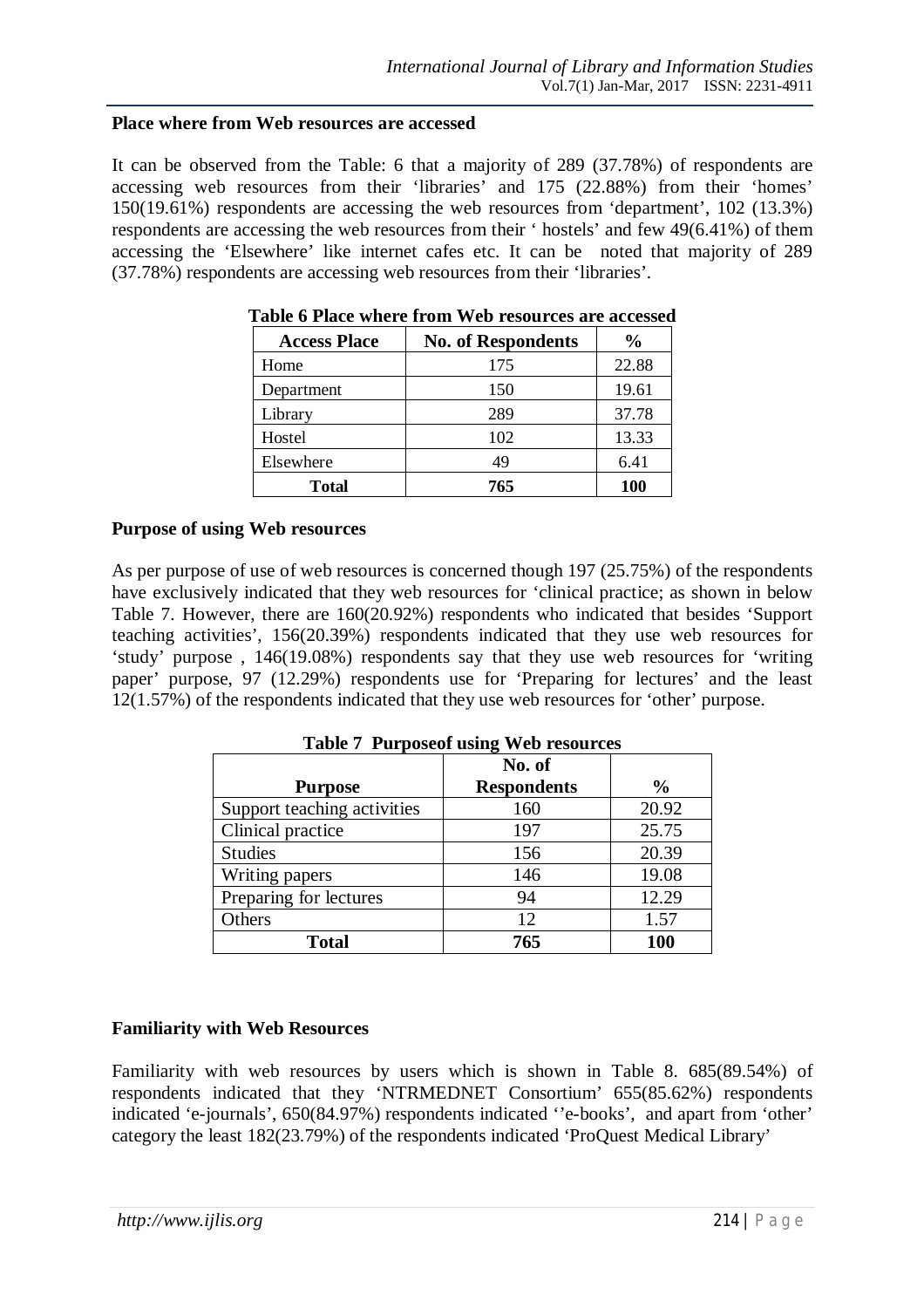**Place where from Web resources are accessed**

It can be observed from the Table: 6 that a majority of 289 (37.78%) of respondents are accessing web resources from their 'libraries' and 175 (22.88%) from their 'homes' 150(19.61%) respondents are accessing the web resources from 'department', 102 (13.3%) respondents are accessing the web resources from their ' hostels' and few 49(6.41%) of them accessing the 'Elsewhere' like internet cafes etc. It can be noted that majority of 289 (37.78%) respondents are accessing web resources from their 'libraries'.

**Table 6 Place where from Web resources are accessed**

| Access Place | No. of Respondents | % |
|---|---|---|
| Home | 175 | 22.88 |
| Department | 150 | 19.61 |
| Library | 289 | 37.78 |
| Hostel | 102 | 13.33 |
| Elsewhere | 49 | 6.41 |
| **Total** | **765** | **100** |

**Purpose of using Web resources**

As per purpose of use of web resources is concerned though 197 (25.75%) of the respondents have exclusively indicated that they web resources for 'clinical practice; as shown in below Table 7. However, there are 160(20.92%) respondents who indicated that besides 'Support teaching activities', 156(20.39%) respondents indicated that they use web resources for 'study' purpose , 146(19.08%) respondents say that they use web resources for 'writing paper' purpose, 97 (12.29%) respondents use for 'Preparing for lectures' and the least 12(1.57%) of the respondents indicated that they use web resources for 'other' purpose.

**Table 7 Purposeof using Web resources**

| Purpose | No. of Respondents | % |
|---|---|---|
| Support teaching activities | 160 | 20.92 |
| Clinical practice | 197 | 25.75 |
| Studies | 156 | 20.39 |
| Writing papers | 146 | 19.08 |
| Preparing for lectures | 94 | 12.29 |
| Others | 12 | 1.57 |
| **Total** | **765** | **100** |

**Familiarity with Web Resources**

Familiarity with web resources by users which is shown in Table 8. 685(89.54%) of respondents indicated that they 'NTRMEDNET Consortium' 655(85.62%) respondents indicated 'e-journals', 650(84.97%) respondents indicated ''e-books', and apart from 'other' category the least 182(23.79%) of the respondents indicated 'ProQuest Medical Library'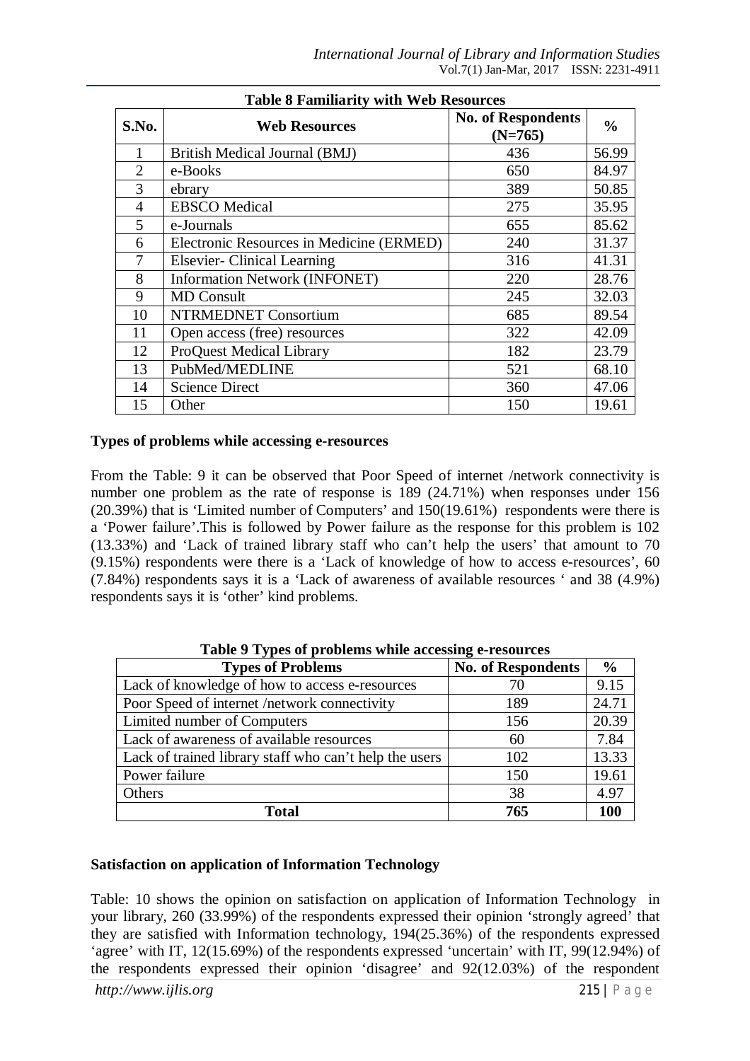**Table 8 Familiarity with Web Resources**

| S.No. | Web Resources | No. of Respondents (N=765) | % |
|---|---|---|---|
| 1 | British Medical Journal (BMJ) | 436 | 56.99 |
| 2 | e-Books | 650 | 84.97 |
| 3 | ebrary | 389 | 50.85 |
| 4 | EBSCO Medical | 275 | 35.95 |
| 5 | e-Journals | 655 | 85.62 |
| 6 | Electronic Resources in Medicine (ERMED) | 240 | 31.37 |
| 7 | Elsevier- Clinical Learning | 316 | 41.31 |
| 8 | Information Network (INFONET) | 220 | 28.76 |
| 9 | MD Consult | 245 | 32.03 |
| 10 | NTRMEDNET Consortium | 685 | 89.54 |
| 11 | Open access (free) resources | 322 | 42.09 |
| 12 | ProQuest Medical Library | 182 | 23.79 |
| 13 | PubMed/MEDLINE | 521 | 68.10 |
| 14 | Science Direct | 360 | 47.06 |
| 15 | Other | 150 | 19.61 |

### Types of problems while accessing e-resources

From the Table: 9 it can be observed that Poor Speed of internet /network connectivity is number one problem as the rate of response is 189 (24.71%) when responses under 156 (20.39%) that is 'Limited number of Computers' and 150(19.61%) respondents were there is a 'Power failure'.This is followed by Power failure as the response for this problem is 102 (13.33%) and 'Lack of trained library staff who can't help the users' that amount to 70 (9.15%) respondents were there is a 'Lack of knowledge of how to access e-resources', 60 (7.84%) respondents says it is a 'Lack of awareness of available resources ' and 38 (4.9%) respondents says it is 'other' kind problems.

**Table 9 Types of problems while accessing e-resources**

| Types of Problems | No. of Respondents | % |
|---|---|---|
| Lack of knowledge of how to access e-resources | 70 | 9.15 |
| Poor Speed of internet /network connectivity | 189 | 24.71 |
| Limited number of Computers | 156 | 20.39 |
| Lack of awareness of available resources | 60 | 7.84 |
| Lack of trained library staff who can't help the users | 102 | 13.33 |
| Power failure | 150 | 19.61 |
| Others | 38 | 4.97 |
| **Total** | **765** | **100** |

### Satisfaction on application of Information Technology

Table: 10 shows the opinion on satisfaction on application of Information Technology in your library, 260 (33.99%) of the respondents expressed their opinion 'strongly agreed' that they are satisfied with Information technology, 194(25.36%) of the respondents expressed 'agree' with IT, 12(15.69%) of the respondents expressed 'uncertain' with IT, 99(12.94%) of the respondents expressed their opinion 'disagree' and 92(12.03%) of the respondent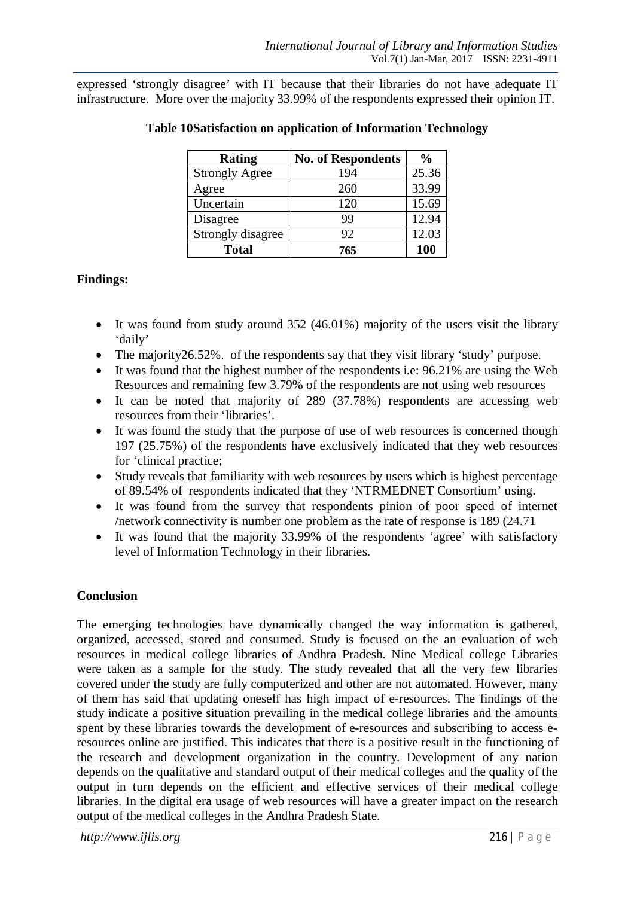expressed 'strongly disagree' with IT because that their libraries do not have adequate IT infrastructure. More over the majority 33.99% of the respondents expressed their opinion IT.

**Table 10Satisfaction on application of Information Technology**

| Rating | No. of Respondents | % |
|---|---|---|
| Strongly Agree | 194 | 25.36 |
| Agree | 260 | 33.99 |
| Uncertain | 120 | 15.69 |
| Disagree | 99 | 12.94 |
| Strongly disagree | 92 | 12.03 |
| **Total** | **765** | **100** |

**Findings:**

- It was found from study around 352 (46.01%) majority of the users visit the library 'daily'
- The majority26.52%. of the respondents say that they visit library 'study' purpose.
- It was found that the highest number of the respondents i.e: 96.21% are using the Web Resources and remaining few 3.79% of the respondents are not using web resources
- It can be noted that majority of 289 (37.78%) respondents are accessing web resources from their 'libraries'.
- It was found the study that the purpose of use of web resources is concerned though 197 (25.75%) of the respondents have exclusively indicated that they web resources for 'clinical practice;
- Study reveals that familiarity with web resources by users which is highest percentage of 89.54% of respondents indicated that they 'NTRMEDNET Consortium' using.
- It was found from the survey that respondents pinion of poor speed of internet /network connectivity is number one problem as the rate of response is 189 (24.71
- It was found that the majority 33.99% of the respondents 'agree' with satisfactory level of Information Technology in their libraries.

**Conclusion**

The emerging technologies have dynamically changed the way information is gathered, organized, accessed, stored and consumed. Study is focused on the an evaluation of web resources in medical college libraries of Andhra Pradesh. Nine Medical college Libraries were taken as a sample for the study. The study revealed that all the very few libraries covered under the study are fully computerized and other are not automated. However, many of them has said that updating oneself has high impact of e-resources. The findings of the study indicate a positive situation prevailing in the medical college libraries and the amounts spent by these libraries towards the development of e-resources and subscribing to access e-resources online are justified. This indicates that there is a positive result in the functioning of the research and development organization in the country. Development of any nation depends on the qualitative and standard output of their medical colleges and the quality of the output in turn depends on the efficient and effective services of their medical college libraries. In the digital era usage of web resources will have a greater impact on the research output of the medical colleges in the Andhra Pradesh State.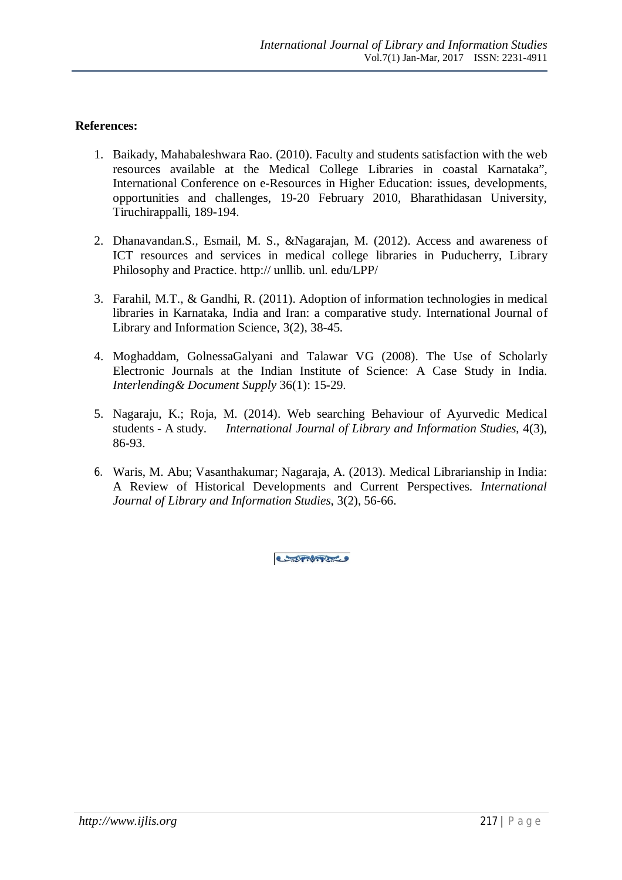**References:**

1. Baikady, Mahabaleshwara Rao. (2010). Faculty and students satisfaction with the web resources available at the Medical College Libraries in coastal Karnataka", International Conference on e-Resources in Higher Education: issues, developments, opportunities and challenges, 19-20 February 2010, Bharathidasan University, Tiruchirappalli, 189-194.

2. Dhanavandan.S., Esmail, M. S., &Nagarajan, M. (2012). Access and awareness of ICT resources and services in medical college libraries in Puducherry, Library Philosophy and Practice. http:// unllib. unl. edu/LPP/

3. Farahil, M.T., & Gandhi, R. (2011). Adoption of information technologies in medical libraries in Karnataka, India and Iran: a comparative study. International Journal of Library and Information Science, 3(2), 38-45.

4. Moghaddam, GolnessaGalyani and Talawar VG (2008). The Use of Scholarly Electronic Journals at the Indian Institute of Science: A Case Study in India. *Interlending& Document Supply* 36(1): 15-29.

5. Nagaraju, K.; Roja, M. (2014). Web searching Behaviour of Ayurvedic Medical students - A study. *International Journal of Library and Information Studies*, 4(3), 86-93.

6. Waris, M. Abu; Vasanthakumar; Nagaraja, A. (2013). Medical Librarianship in India: A Review of Historical Developments and Current Perspectives. *International Journal of Library and Information Studies*, 3(2), 56-66.